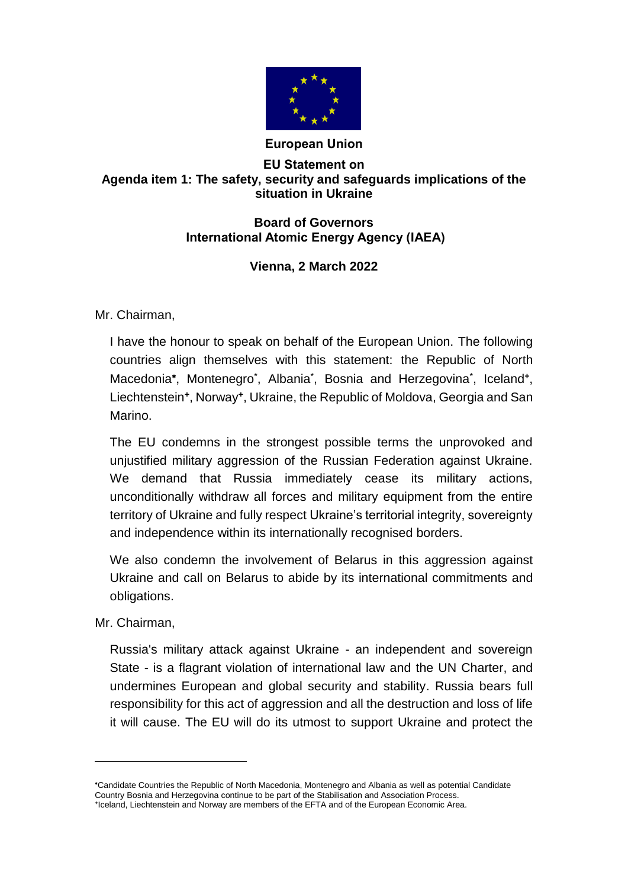**European Union**

**EU Statement on**
**Agenda item 1: The safety, security and safeguards implications of the situation in Ukraine**

**Board of Governors**
**International Atomic Energy Agency (IAEA)**

**Vienna, 2 March 2022**

Mr. Chairman,

I have the honour to speak on behalf of the European Union. The following countries align themselves with this statement: the Republic of North Macedonia*, Montenegro*, Albania*, Bosnia and Herzegovina*, Iceland+, Liechtenstein+, Norway+, Ukraine, the Republic of Moldova, Georgia and San Marino.

The EU condemns in the strongest possible terms the unprovoked and unjustified military aggression of the Russian Federation against Ukraine. We demand that Russia immediately cease its military actions, unconditionally withdraw all forces and military equipment from the entire territory of Ukraine and fully respect Ukraine's territorial integrity, sovereignty and independence within its internationally recognised borders.

We also condemn the involvement of Belarus in this aggression against Ukraine and call on Belarus to abide by its international commitments and obligations.

Mr. Chairman,

Russia's military attack against Ukraine - an independent and sovereign State - is a flagrant violation of international law and the UN Charter, and undermines European and global security and stability. Russia bears full responsibility for this act of aggression and all the destruction and loss of life it will cause. The EU will do its utmost to support Ukraine and protect the

---

*Candidate Countries the Republic of North Macedonia, Montenegro and Albania as well as potential Candidate Country Bosnia and Herzegovina continue to be part of the Stabilisation and Association Process.
+Iceland, Liechtenstein and Norway are members of the EFTA and of the European Economic Area.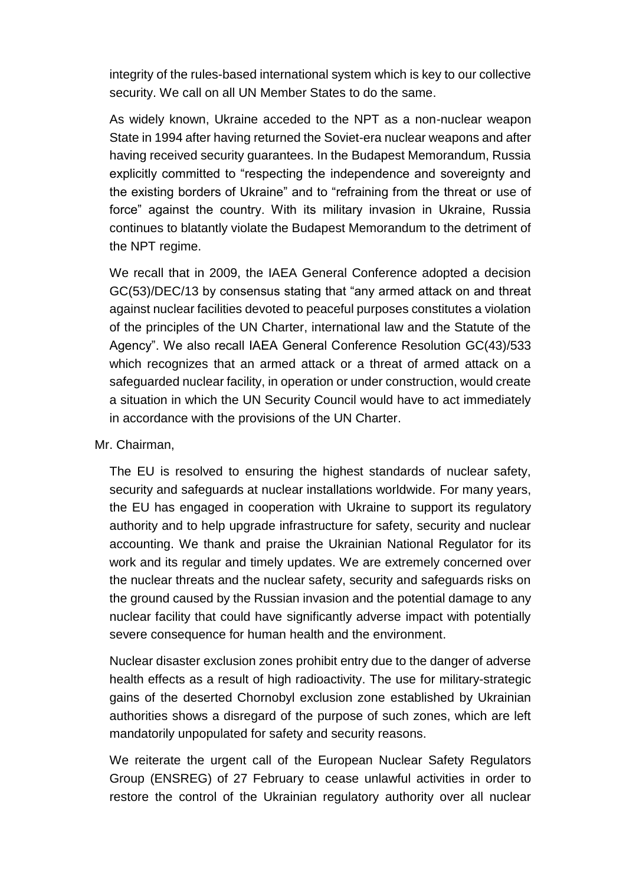integrity of the rules-based international system which is key to our collective security. We call on all UN Member States to do the same.

As widely known, Ukraine acceded to the NPT as a non-nuclear weapon State in 1994 after having returned the Soviet-era nuclear weapons and after having received security guarantees. In the Budapest Memorandum, Russia explicitly committed to "respecting the independence and sovereignty and the existing borders of Ukraine" and to "refraining from the threat or use of force" against the country. With its military invasion in Ukraine, Russia continues to blatantly violate the Budapest Memorandum to the detriment of the NPT regime.

We recall that in 2009, the IAEA General Conference adopted a decision GC(53)/DEC/13 by consensus stating that "any armed attack on and threat against nuclear facilities devoted to peaceful purposes constitutes a violation of the principles of the UN Charter, international law and the Statute of the Agency". We also recall IAEA General Conference Resolution GC(43)/533 which recognizes that an armed attack or a threat of armed attack on a safeguarded nuclear facility, in operation or under construction, would create a situation in which the UN Security Council would have to act immediately in accordance with the provisions of the UN Charter.

Mr. Chairman,

The EU is resolved to ensuring the highest standards of nuclear safety, security and safeguards at nuclear installations worldwide. For many years, the EU has engaged in cooperation with Ukraine to support its regulatory authority and to help upgrade infrastructure for safety, security and nuclear accounting. We thank and praise the Ukrainian National Regulator for its work and its regular and timely updates. We are extremely concerned over the nuclear threats and the nuclear safety, security and safeguards risks on the ground caused by the Russian invasion and the potential damage to any nuclear facility that could have significantly adverse impact with potentially severe consequence for human health and the environment.

Nuclear disaster exclusion zones prohibit entry due to the danger of adverse health effects as a result of high radioactivity. The use for military-strategic gains of the deserted Chornobyl exclusion zone established by Ukrainian authorities shows a disregard of the purpose of such zones, which are left mandatorily unpopulated for safety and security reasons.

We reiterate the urgent call of the European Nuclear Safety Regulators Group (ENSREG) of 27 February to cease unlawful activities in order to restore the control of the Ukrainian regulatory authority over all nuclear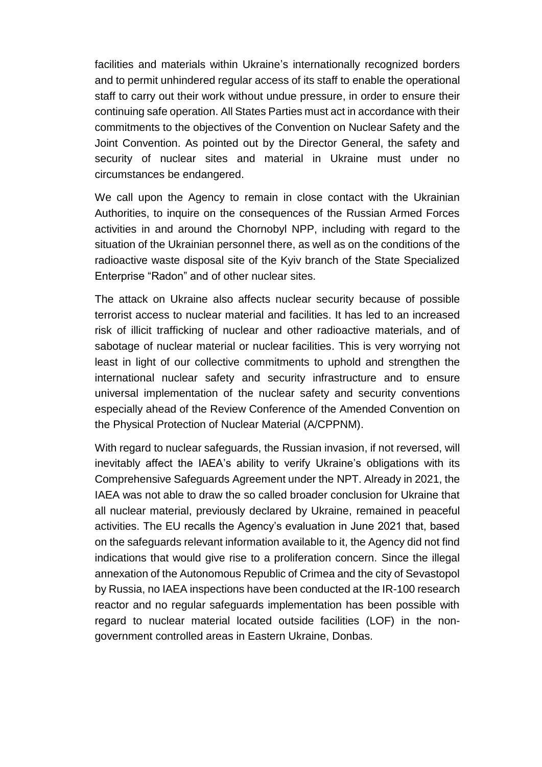facilities and materials within Ukraine's internationally recognized borders and to permit unhindered regular access of its staff to enable the operational staff to carry out their work without undue pressure, in order to ensure their continuing safe operation. All States Parties must act in accordance with their commitments to the objectives of the Convention on Nuclear Safety and the Joint Convention. As pointed out by the Director General, the safety and security of nuclear sites and material in Ukraine must under no circumstances be endangered.

We call upon the Agency to remain in close contact with the Ukrainian Authorities, to inquire on the consequences of the Russian Armed Forces activities in and around the Chornobyl NPP, including with regard to the situation of the Ukrainian personnel there, as well as on the conditions of the radioactive waste disposal site of the Kyiv branch of the State Specialized Enterprise "Radon" and of other nuclear sites.

The attack on Ukraine also affects nuclear security because of possible terrorist access to nuclear material and facilities. It has led to an increased risk of illicit trafficking of nuclear and other radioactive materials, and of sabotage of nuclear material or nuclear facilities. This is very worrying not least in light of our collective commitments to uphold and strengthen the international nuclear safety and security infrastructure and to ensure universal implementation of the nuclear safety and security conventions especially ahead of the Review Conference of the Amended Convention on the Physical Protection of Nuclear Material (A/CPPNM).

With regard to nuclear safeguards, the Russian invasion, if not reversed, will inevitably affect the IAEA's ability to verify Ukraine's obligations with its Comprehensive Safeguards Agreement under the NPT. Already in 2021, the IAEA was not able to draw the so called broader conclusion for Ukraine that all nuclear material, previously declared by Ukraine, remained in peaceful activities. The EU recalls the Agency's evaluation in June 2021 that, based on the safeguards relevant information available to it, the Agency did not find indications that would give rise to a proliferation concern. Since the illegal annexation of the Autonomous Republic of Crimea and the city of Sevastopol by Russia, no IAEA inspections have been conducted at the IR-100 research reactor and no regular safeguards implementation has been possible with regard to nuclear material located outside facilities (LOF) in the non-government controlled areas in Eastern Ukraine, Donbas.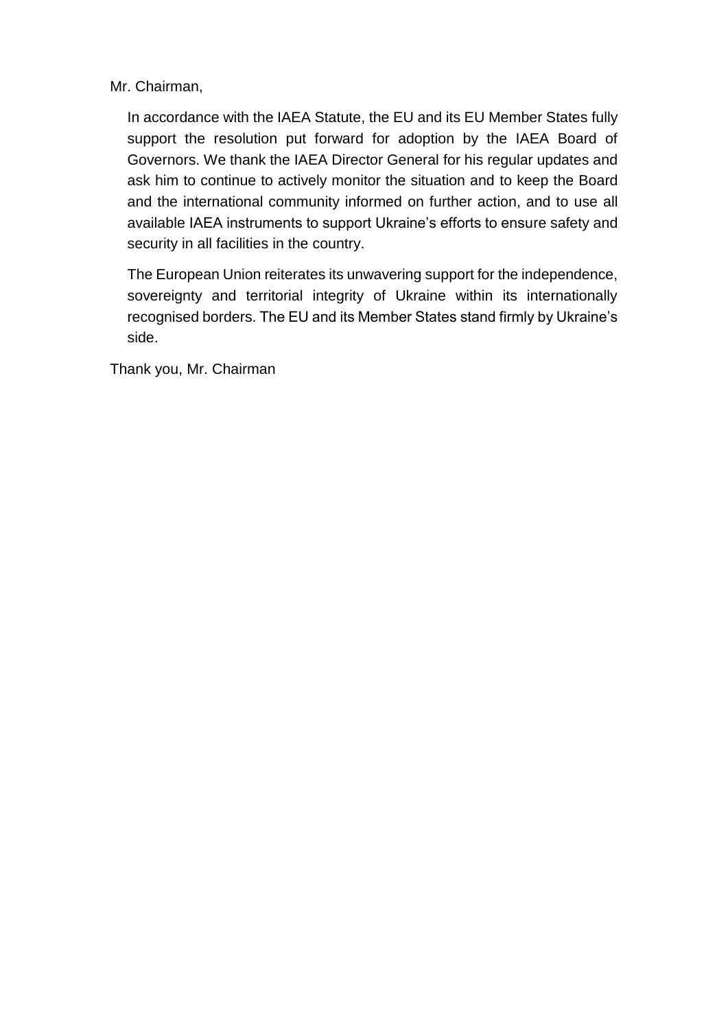Mr. Chairman,

In accordance with the IAEA Statute, the EU and its EU Member States fully support the resolution put forward for adoption by the IAEA Board of Governors. We thank the IAEA Director General for his regular updates and ask him to continue to actively monitor the situation and to keep the Board and the international community informed on further action, and to use all available IAEA instruments to support Ukraine's efforts to ensure safety and security in all facilities in the country.

The European Union reiterates its unwavering support for the independence, sovereignty and territorial integrity of Ukraine within its internationally recognised borders. The EU and its Member States stand firmly by Ukraine's side.

Thank you, Mr. Chairman